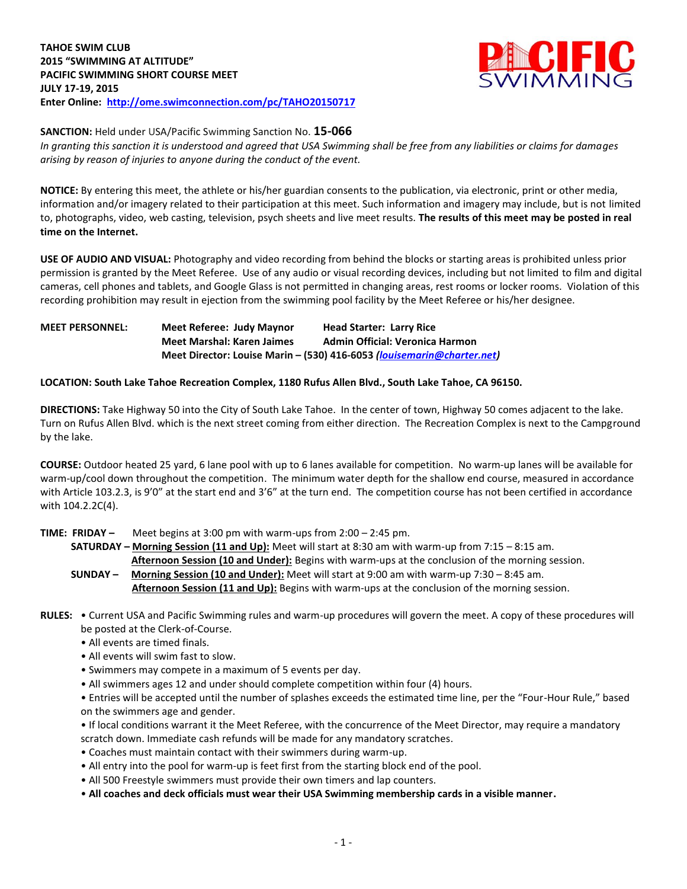**TAHOE SWIM CLUB**
**2015 "SWIMMING AT ALTITUDE"**
**PACIFIC SWIMMING SHORT COURSE MEET**
**JULY 17-19, 2015**
**Enter Online: http://ome.swimconnection.com/pc/TAHO20150717**

**SANCTION:** Held under USA/Pacific Swimming Sanction No. **15-066**
*In granting this sanction it is understood and agreed that USA Swimming shall be free from any liabilities or claims for damages arising by reason of injuries to anyone during the conduct of the event.*

**NOTICE:** By entering this meet, the athlete or his/her guardian consents to the publication, via electronic, print or other media, information and/or imagery related to their participation at this meet. Such information and imagery may include, but is not limited to, photographs, video, web casting, television, psych sheets and live meet results. **The results of this meet may be posted in real time on the Internet.**

**USE OF AUDIO AND VISUAL:** Photography and video recording from behind the blocks or starting areas is prohibited unless prior permission is granted by the Meet Referee. Use of any audio or visual recording devices, including but not limited to film and digital cameras, cell phones and tablets, and Google Glass is not permitted in changing areas, rest rooms or locker rooms. Violation of this recording prohibition may result in ejection from the swimming pool facility by the Meet Referee or his/her designee.

**MEET PERSONNEL:**
**Meet Referee: Judy Maynor** — **Head Starter: Larry Rice**
**Meet Marshal: Karen Jaimes** — **Admin Official: Veronica Harmon**
**Meet Director: Louise Marin – (530) 416-6053 (*louisemarin@charter.net*)**

**LOCATION: South Lake Tahoe Recreation Complex, 1180 Rufus Allen Blvd., South Lake Tahoe, CA 96150.**

**DIRECTIONS:** Take Highway 50 into the City of South Lake Tahoe. In the center of town, Highway 50 comes adjacent to the lake. Turn on Rufus Allen Blvd. which is the next street coming from either direction. The Recreation Complex is next to the Campground by the lake.

**COURSE:** Outdoor heated 25 yard, 6 lane pool with up to 6 lanes available for competition. No warm-up lanes will be available for warm-up/cool down throughout the competition. The minimum water depth for the shallow end course, measured in accordance with Article 103.2.3, is 9'0" at the start end and 3'6" at the turn end. The competition course has not been certified in accordance with 104.2.2C(4).

**TIME: FRIDAY –** Meet begins at 3:00 pm with warm-ups from 2:00 – 2:45 pm.
**SATURDAY – Morning Session (11 and Up):** Meet will start at 8:30 am with warm-up from 7:15 – 8:15 am.
**Afternoon Session (10 and Under):** Begins with warm-ups at the conclusion of the morning session.
**SUNDAY – Morning Session (10 and Under):** Meet will start at 9:00 am with warm-up 7:30 – 8:45 am.
**Afternoon Session (11 and Up):** Begins with warm-ups at the conclusion of the morning session.

**RULES:**
- Current USA and Pacific Swimming rules and warm-up procedures will govern the meet. A copy of these procedures will be posted at the Clerk-of-Course.
- All events are timed finals.
- All events will swim fast to slow.
- Swimmers may compete in a maximum of 5 events per day.
- All swimmers ages 12 and under should complete competition within four (4) hours.
- Entries will be accepted until the number of splashes exceeds the estimated time line, per the "Four-Hour Rule," based on the swimmers age and gender.
- If local conditions warrant it the Meet Referee, with the concurrence of the Meet Director, may require a mandatory scratch down. Immediate cash refunds will be made for any mandatory scratches.
- Coaches must maintain contact with their swimmers during warm-up.
- All entry into the pool for warm-up is feet first from the starting block end of the pool.
- All 500 Freestyle swimmers must provide their own timers and lap counters.
- **All coaches and deck officials must wear their USA Swimming membership cards in a visible manner.**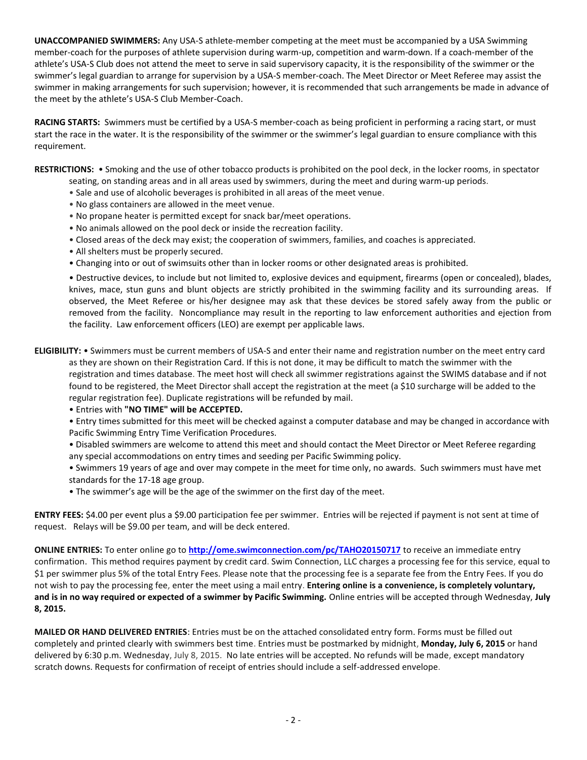**UNACCOMPANIED SWIMMERS:** Any USA-S athlete-member competing at the meet must be accompanied by a USA Swimming member-coach for the purposes of athlete supervision during warm-up, competition and warm-down. If a coach-member of the athlete's USA-S Club does not attend the meet to serve in said supervisory capacity, it is the responsibility of the swimmer or the swimmer's legal guardian to arrange for supervision by a USA-S member-coach. The Meet Director or Meet Referee may assist the swimmer in making arrangements for such supervision; however, it is recommended that such arrangements be made in advance of the meet by the athlete's USA-S Club Member-Coach.

**RACING STARTS:** Swimmers must be certified by a USA-S member-coach as being proficient in performing a racing start, or must start the race in the water. It is the responsibility of the swimmer or the swimmer's legal guardian to ensure compliance with this requirement.

**RESTRICTIONS:** • Smoking and the use of other tobacco products is prohibited on the pool deck, in the locker rooms, in spectator seating, on standing areas and in all areas used by swimmers, during the meet and during warm-up periods.

- Sale and use of alcoholic beverages is prohibited in all areas of the meet venue.
- No glass containers are allowed in the meet venue.
- No propane heater is permitted except for snack bar/meet operations.
- No animals allowed on the pool deck or inside the recreation facility.
- Closed areas of the deck may exist; the cooperation of swimmers, families, and coaches is appreciated.
- All shelters must be properly secured.
- Changing into or out of swimsuits other than in locker rooms or other designated areas is prohibited.
- Destructive devices, to include but not limited to, explosive devices and equipment, firearms (open or concealed), blades, knives, mace, stun guns and blunt objects are strictly prohibited in the swimming facility and its surrounding areas. If observed, the Meet Referee or his/her designee may ask that these devices be stored safely away from the public or removed from the facility. Noncompliance may result in the reporting to law enforcement authorities and ejection from the facility. Law enforcement officers (LEO) are exempt per applicable laws.

**ELIGIBILITY:** • Swimmers must be current members of USA-S and enter their name and registration number on the meet entry card as they are shown on their Registration Card. If this is not done, it may be difficult to match the swimmer with the registration and times database. The meet host will check all swimmer registrations against the SWIMS database and if not found to be registered, the Meet Director shall accept the registration at the meet (a $10 surcharge will be added to the regular registration fee). Duplicate registrations will be refunded by mail.

- Entries with **"NO TIME" will be ACCEPTED.**
- Entry times submitted for this meet will be checked against a computer database and may be changed in accordance with Pacific Swimming Entry Time Verification Procedures.
- Disabled swimmers are welcome to attend this meet and should contact the Meet Director or Meet Referee regarding any special accommodations on entry times and seeding per Pacific Swimming policy.
- Swimmers 19 years of age and over may compete in the meet for time only, no awards. Such swimmers must have met standards for the 17-18 age group.
- The swimmer's age will be the age of the swimmer on the first day of the meet.

**ENTRY FEES:** $4.00 per event plus a $9.00 participation fee per swimmer. Entries will be rejected if payment is not sent at time of request. Relays will be $9.00 per team, and will be deck entered.

**ONLINE ENTRIES:** To enter online go to **http://ome.swimconnection.com/pc/TAHO20150717** to receive an immediate entry confirmation. This method requires payment by credit card. Swim Connection, LLC charges a processing fee for this service, equal to $1 per swimmer plus 5% of the total Entry Fees. Please note that the processing fee is a separate fee from the Entry Fees. If you do not wish to pay the processing fee, enter the meet using a mail entry. **Entering online is a convenience, is completely voluntary, and is in no way required or expected of a swimmer by Pacific Swimming.** Online entries will be accepted through Wednesday, **July 8, 2015.**

**MAILED OR HAND DELIVERED ENTRIES**: Entries must be on the attached consolidated entry form. Forms must be filled out completely and printed clearly with swimmers best time. Entries must be postmarked by midnight, **Monday, July 6, 2015** or hand delivered by 6:30 p.m. Wednesday, July 8, 2015. No late entries will be accepted. No refunds will be made, except mandatory scratch downs. Requests for confirmation of receipt of entries should include a self-addressed envelope.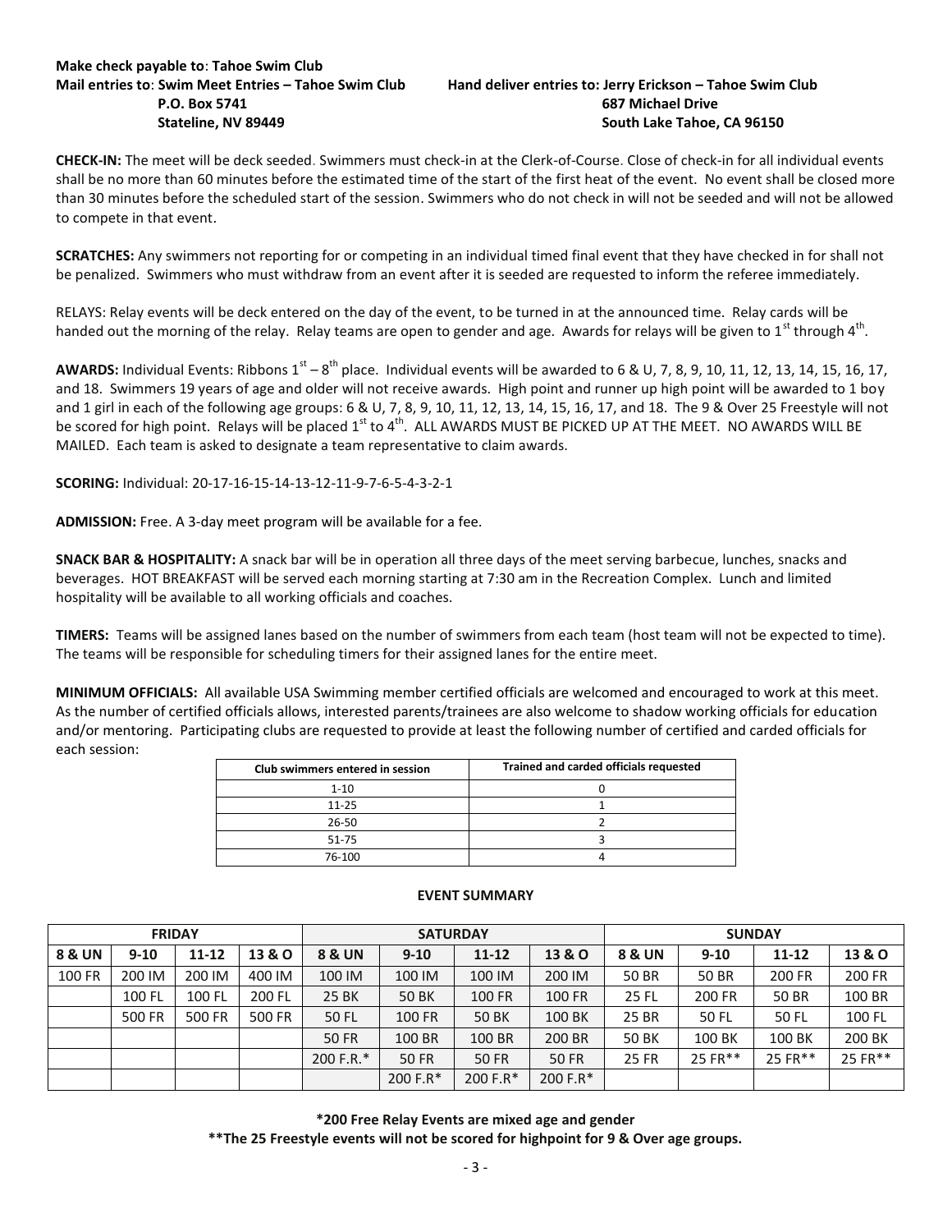**Make check payable to**: **Tahoe Swim Club**

**Mail entries to**: **Swim Meet Entries – Tahoe Swim Club**
**P.O. Box 5741**
**Stateline, NV 89449**

**Hand deliver entries to: Jerry Erickson – Tahoe Swim Club**
**687 Michael Drive**
**South Lake Tahoe, CA 96150**

**CHECK-IN:** The meet will be deck seeded. Swimmers must check-in at the Clerk-of-Course. Close of check-in for all individual events shall be no more than 60 minutes before the estimated time of the start of the first heat of the event. No event shall be closed more than 30 minutes before the scheduled start of the session. Swimmers who do not check in will not be seeded and will not be allowed to compete in that event.

**SCRATCHES:** Any swimmers not reporting for or competing in an individual timed final event that they have checked in for shall not be penalized. Swimmers who must withdraw from an event after it is seeded are requested to inform the referee immediately.

RELAYS: Relay events will be deck entered on the day of the event, to be turned in at the announced time. Relay cards will be handed out the morning of the relay. Relay teams are open to gender and age. Awards for relays will be given to 1st through 4th.

**AWARDS:** Individual Events: Ribbons 1st – 8th place. Individual events will be awarded to 6 & U, 7, 8, 9, 10, 11, 12, 13, 14, 15, 16, 17, and 18. Swimmers 19 years of age and older will not receive awards. High point and runner up high point will be awarded to 1 boy and 1 girl in each of the following age groups: 6 & U, 7, 8, 9, 10, 11, 12, 13, 14, 15, 16, 17, and 18. The 9 & Over 25 Freestyle will not be scored for high point. Relays will be placed 1st to 4th. ALL AWARDS MUST BE PICKED UP AT THE MEET. NO AWARDS WILL BE MAILED. Each team is asked to designate a team representative to claim awards.

**SCORING:** Individual: 20-17-16-15-14-13-12-11-9-7-6-5-4-3-2-1

**ADMISSION:** Free. A 3-day meet program will be available for a fee.

**SNACK BAR & HOSPITALITY:** A snack bar will be in operation all three days of the meet serving barbecue, lunches, snacks and beverages. HOT BREAKFAST will be served each morning starting at 7:30 am in the Recreation Complex. Lunch and limited hospitality will be available to all working officials and coaches.

**TIMERS:** Teams will be assigned lanes based on the number of swimmers from each team (host team will not be expected to time). The teams will be responsible for scheduling timers for their assigned lanes for the entire meet.

**MINIMUM OFFICIALS:** All available USA Swimming member certified officials are welcomed and encouraged to work at this meet. As the number of certified officials allows, interested parents/trainees are also welcome to shadow working officials for education and/or mentoring. Participating clubs are requested to provide at least the following number of certified and carded officials for each session:

| Club swimmers entered in session | Trained and carded officials requested |
|---|---|
| 1-10 | 0 |
| 11-25 | 1 |
| 26-50 | 2 |
| 51-75 | 3 |
| 76-100 | 4 |

**EVENT SUMMARY**

| FRIDAY | | | | SATURDAY | | | | SUNDAY | | | |
|---|---|---|---|---|---|---|---|---|---|---|---|
| **8 & UN** | **9-10** | **11-12** | **13 & O** | **8 & UN** | **9-10** | **11-12** | **13 & O** | **8 & UN** | **9-10** | **11-12** | **13 & O** |
| 100 FR | 200 IM | 200 IM | 400 IM | 100 IM | 100 IM | 100 IM | 200 IM | 50 BR | 50 BR | 200 FR | 200 FR |
| | 100 FL | 100 FL | 200 FL | 25 BK | 50 BK | 100 FR | 100 FR | 25 FL | 200 FR | 50 BR | 100 BR |
| | 500 FR | 500 FR | 500 FR | 50 FL | 100 FR | 50 BK | 100 BK | 25 BR | 50 FL | 50 FL | 100 FL |
| | | | | 50 FR | 100 BR | 100 BR | 200 BR | 50 BK | 100 BK | 100 BK | 200 BK |
| | | | | 200 F.R.* | 50 FR | 50 FR | 50 FR | 25 FR | 25 FR** | 25 FR** | 25 FR** |
| | | | | | 200 F.R* | 200 F.R* | 200 F.R* | | | | |

**\*200 Free Relay Events are mixed age and gender**

**\*\*The 25 Freestyle events will not be scored for highpoint for 9 & Over age groups.**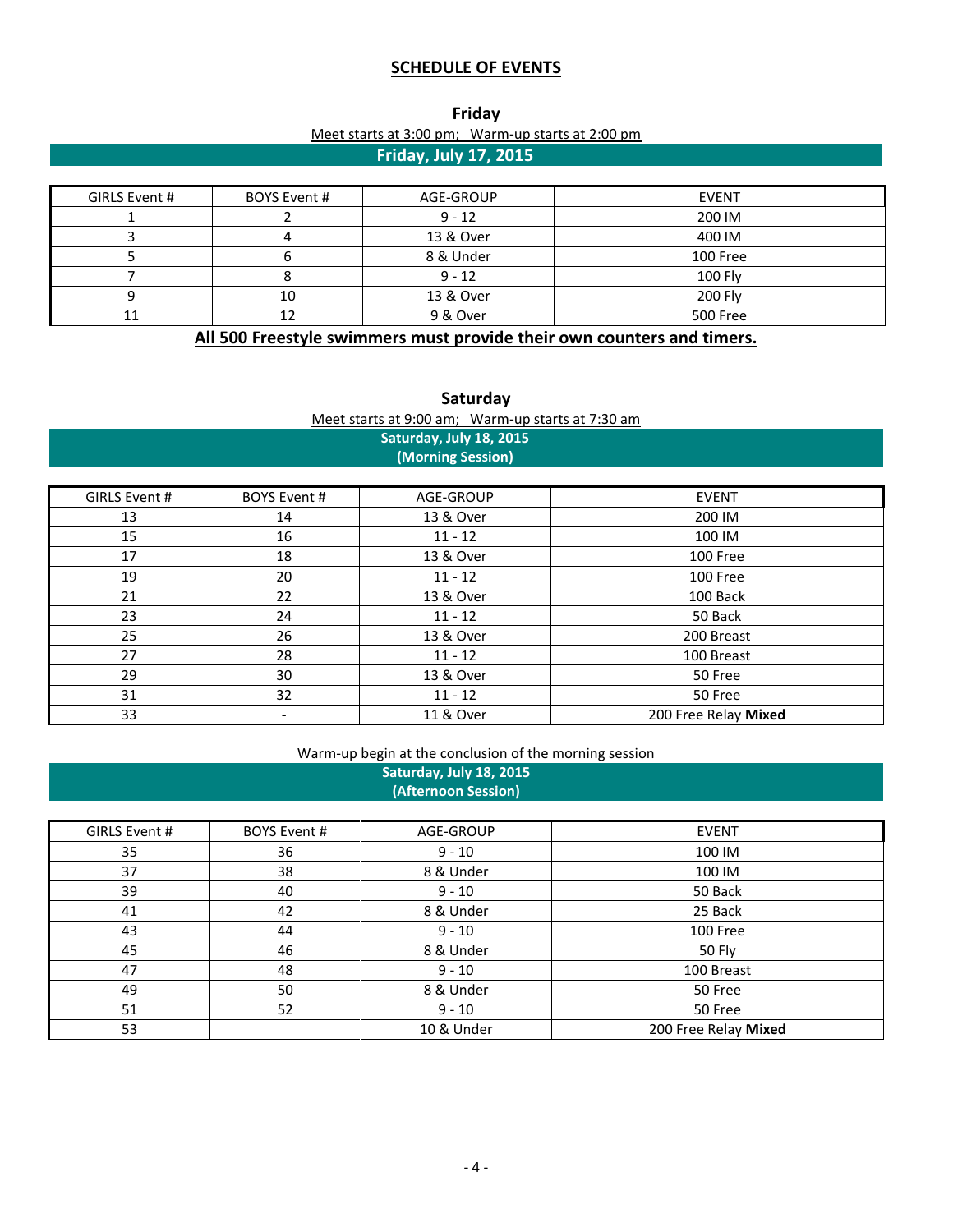# SCHEDULE OF EVENTS

## Friday

Meet starts at 3:00 pm; Warm-up starts at 2:00 pm

### Friday, July 17, 2015

| GIRLS Event # | BOYS Event # | AGE-GROUP | EVENT |
|---|---|---|---|
| 1 | 2 | 9 - 12 | 200 IM |
| 3 | 4 | 13 & Over | 400 IM |
| 5 | 6 | 8 & Under | 100 Free |
| 7 | 8 | 9 - 12 | 100 Fly |
| 9 | 10 | 13 & Over | 200 Fly |
| 11 | 12 | 9 & Over | 500 Free |

**All 500 Freestyle swimmers must provide their own counters and timers.**

## Saturday

Meet starts at 9:00 am; Warm-up starts at 7:30 am

### Saturday, July 18, 2015 (Morning Session)

| GIRLS Event # | BOYS Event # | AGE-GROUP | EVENT |
|---|---|---|---|
| 13 | 14 | 13 & Over | 200 IM |
| 15 | 16 | 11 - 12 | 100 IM |
| 17 | 18 | 13 & Over | 100 Free |
| 19 | 20 | 11 - 12 | 100 Free |
| 21 | 22 | 13 & Over | 100 Back |
| 23 | 24 | 11 - 12 | 50 Back |
| 25 | 26 | 13 & Over | 200 Breast |
| 27 | 28 | 11 - 12 | 100 Breast |
| 29 | 30 | 13 & Over | 50 Free |
| 31 | 32 | 11 - 12 | 50 Free |
| 33 | - | 11 & Over | 200 Free Relay **Mixed** |

Warm-up begin at the conclusion of the morning session

### Saturday, July 18, 2015 (Afternoon Session)

| GIRLS Event # | BOYS Event # | AGE-GROUP | EVENT |
|---|---|---|---|
| 35 | 36 | 9 - 10 | 100 IM |
| 37 | 38 | 8 & Under | 100 IM |
| 39 | 40 | 9 - 10 | 50 Back |
| 41 | 42 | 8 & Under | 25 Back |
| 43 | 44 | 9 - 10 | 100 Free |
| 45 | 46 | 8 & Under | 50 Fly |
| 47 | 48 | 9 - 10 | 100 Breast |
| 49 | 50 | 8 & Under | 50 Free |
| 51 | 52 | 9 - 10 | 50 Free |
| 53 | | 10 & Under | 200 Free Relay **Mixed** |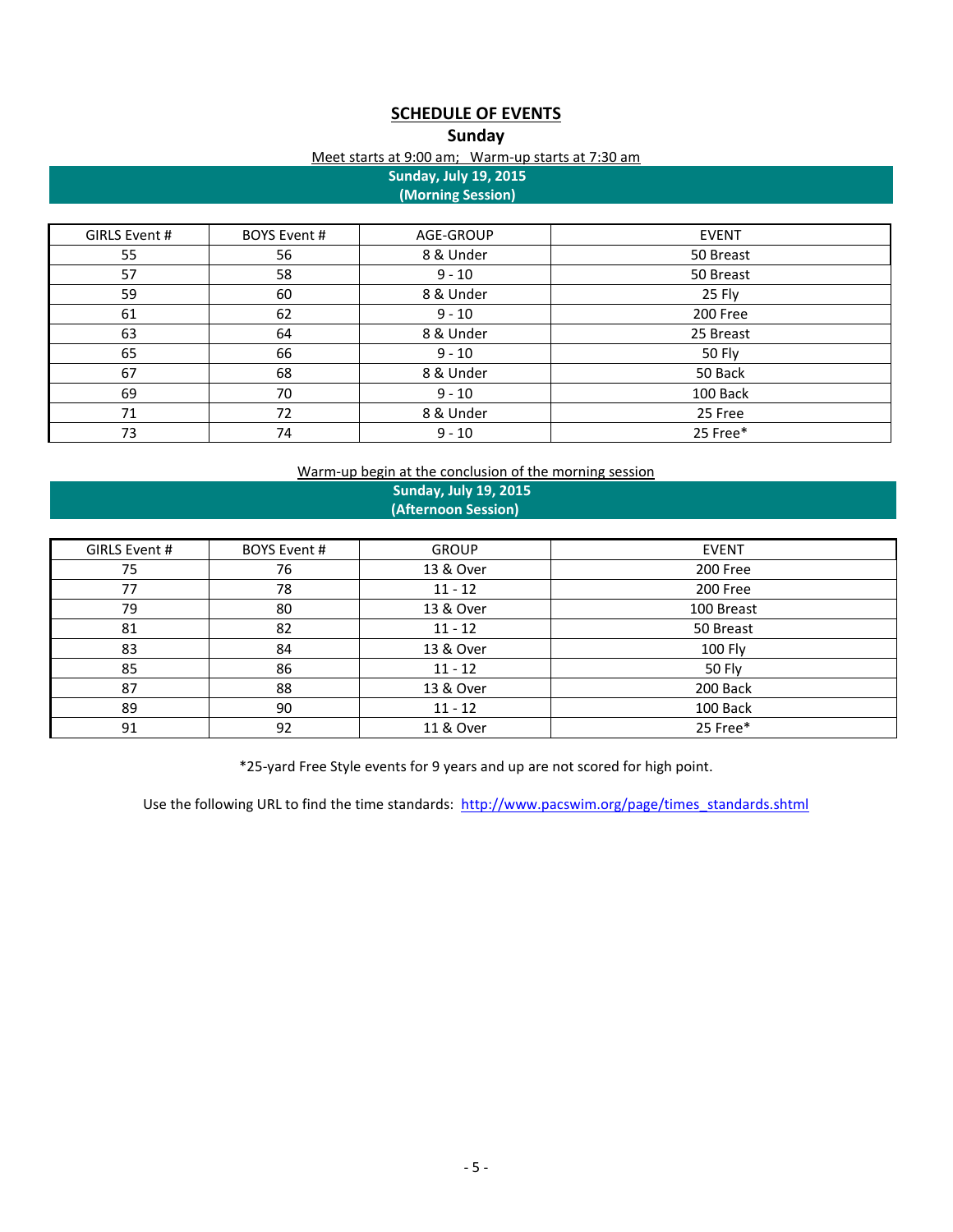# SCHEDULE OF EVENTS

## Sunday

Meet starts at 9:00 am;  Warm-up starts at 7:30 am

**Sunday, July 19, 2015**
**(Morning Session)**

| GIRLS Event # | BOYS Event # | AGE-GROUP | EVENT |
|---|---|---|---|
| 55 | 56 | 8 & Under | 50 Breast |
| 57 | 58 | 9 - 10 | 50 Breast |
| 59 | 60 | 8 & Under | 25 Fly |
| 61 | 62 | 9 - 10 | 200 Free |
| 63 | 64 | 8 & Under | 25 Breast |
| 65 | 66 | 9 - 10 | 50 Fly |
| 67 | 68 | 8 & Under | 50 Back |
| 69 | 70 | 9 - 10 | 100 Back |
| 71 | 72 | 8 & Under | 25 Free |
| 73 | 74 | 9 - 10 | 25 Free* |

Warm-up begin at the conclusion of the morning session

**Sunday, July 19, 2015**
**(Afternoon Session)**

| GIRLS Event # | BOYS Event # | GROUP | EVENT |
|---|---|---|---|
| 75 | 76 | 13 & Over | 200 Free |
| 77 | 78 | 11 - 12 | 200 Free |
| 79 | 80 | 13 & Over | 100 Breast |
| 81 | 82 | 11 - 12 | 50 Breast |
| 83 | 84 | 13 & Over | 100 Fly |
| 85 | 86 | 11 - 12 | 50 Fly |
| 87 | 88 | 13 & Over | 200 Back |
| 89 | 90 | 11 - 12 | 100 Back |
| 91 | 92 | 11 & Over | 25 Free* |

*25-yard Free Style events for 9 years and up are not scored for high point.

Use the following URL to find the time standards: http://www.pacswim.org/page/times_standards.shtml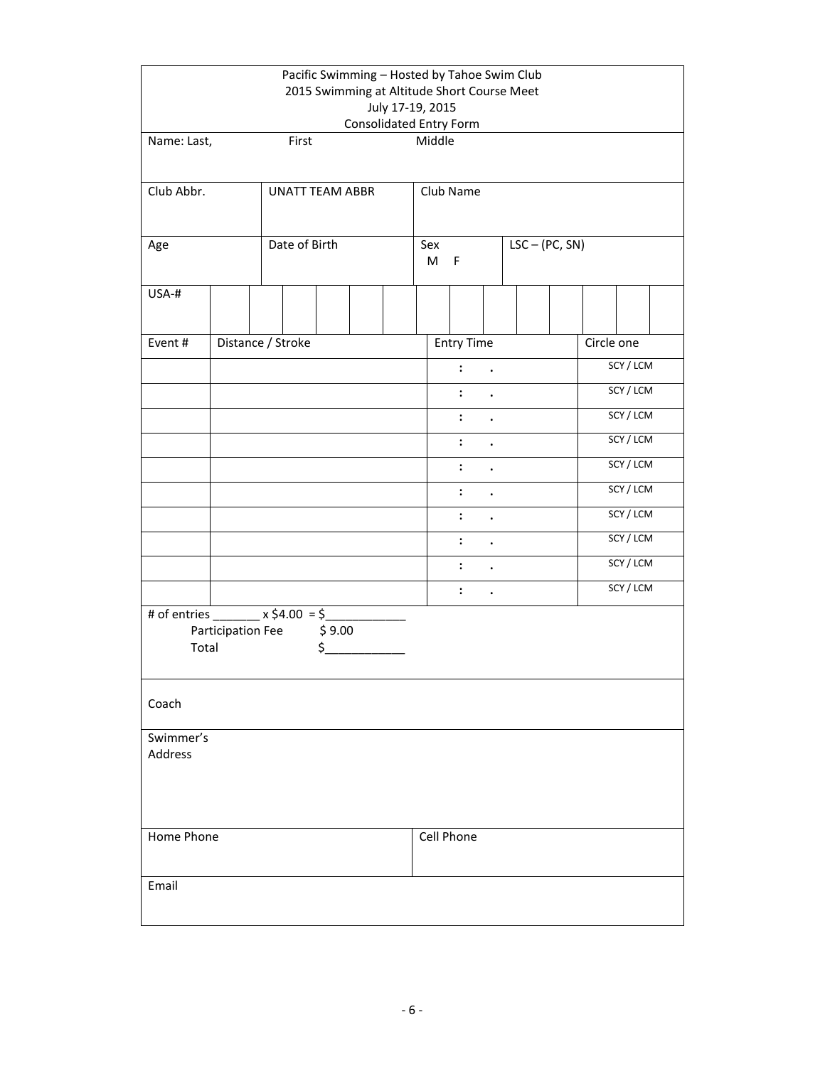Pacific Swimming – Hosted by Tahoe Swim Club
2015 Swimming at Altitude Short Course Meet
July 17-19, 2015
Consolidated Entry Form

| Name: Last, | First | Middle |
|---|---|---|
| | | |

| Club Abbr. | UNATT TEAM ABBR | Club Name |
|---|---|---|
| | | |

| Age | Date of Birth | Sex M F | LSC – (PC, SN) |
|---|---|---|---|
| | | | |

| USA-# | | | | | | | | | | | | | | |
|---|---|---|---|---|---|---|---|---|---|---|---|---|---|---|
| | | | | | | | | | | | | | | |

| Event # | Distance / Stroke | Entry Time | Circle one |
|---|---|---|---|
| | | : . | SCY / LCM |
| | | : . | SCY / LCM |
| | | : . | SCY / LCM |
| | | : . | SCY / LCM |
| | | : . | SCY / LCM |
| | | : . | SCY / LCM |
| | | : . | SCY / LCM |
| | | : . | SCY / LCM |
| | | : . | SCY / LCM |
| | | : . | SCY / LCM |

# of entries _______ x $4.00 = $____________
Participation Fee $ 9.00
Total $____________

Coach

Swimmer's Address

| Home Phone | Cell Phone |
|---|---|
| | |

Email